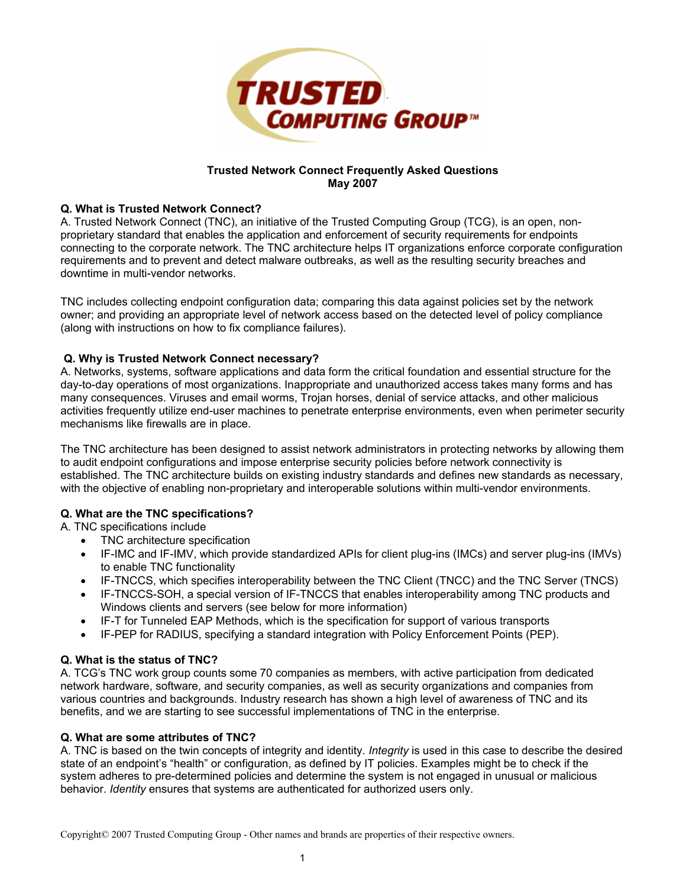# Trusted Network Connect Frequently Asked Questions
**May 2007**

### Q. What is Trusted Network Connect?

A. Trusted Network Connect (TNC), an initiative of the Trusted Computing Group (TCG), is an open, non-proprietary standard that enables the application and enforcement of security requirements for endpoints connecting to the corporate network. The TNC architecture helps IT organizations enforce corporate configuration requirements and to prevent and detect malware outbreaks, as well as the resulting security breaches and downtime in multi-vendor networks.

TNC includes collecting endpoint configuration data; comparing this data against policies set by the network owner; and providing an appropriate level of network access based on the detected level of policy compliance (along with instructions on how to fix compliance failures).

### Q. Why is Trusted Network Connect necessary?

A. Networks, systems, software applications and data form the critical foundation and essential structure for the day-to-day operations of most organizations. Inappropriate and unauthorized access takes many forms and has many consequences. Viruses and email worms, Trojan horses, denial of service attacks, and other malicious activities frequently utilize end-user machines to penetrate enterprise environments, even when perimeter security mechanisms like firewalls are in place.

The TNC architecture has been designed to assist network administrators in protecting networks by allowing them to audit endpoint configurations and impose enterprise security policies before network connectivity is established. The TNC architecture builds on existing industry standards and defines new standards as necessary, with the objective of enabling non-proprietary and interoperable solutions within multi-vendor environments.

### Q. What are the TNC specifications?

A. TNC specifications include

- TNC architecture specification
- IF-IMC and IF-IMV, which provide standardized APIs for client plug-ins (IMCs) and server plug-ins (IMVs) to enable TNC functionality
- IF-TNCCS, which specifies interoperability between the TNC Client (TNCC) and the TNC Server (TNCS)
- IF-TNCCS-SOH, a special version of IF-TNCCS that enables interoperability among TNC products and Windows clients and servers (see below for more information)
- IF-T for Tunneled EAP Methods, which is the specification for support of various transports
- IF-PEP for RADIUS, specifying a standard integration with Policy Enforcement Points (PEP).

### Q. What is the status of TNC?

A. TCG's TNC work group counts some 70 companies as members, with active participation from dedicated network hardware, software, and security companies, as well as security organizations and companies from various countries and backgrounds. Industry research has shown a high level of awareness of TNC and its benefits, and we are starting to see successful implementations of TNC in the enterprise.

### Q. What are some attributes of TNC?

A. TNC is based on the twin concepts of integrity and identity. *Integrity* is used in this case to describe the desired state of an endpoint's "health" or configuration, as defined by IT policies. Examples might be to check if the system adheres to pre-determined policies and determine the system is not engaged in unusual or malicious behavior. *Identity* ensures that systems are authenticated for authorized users only.

Copyright© 2007 Trusted Computing Group - Other names and brands are properties of their respective owners.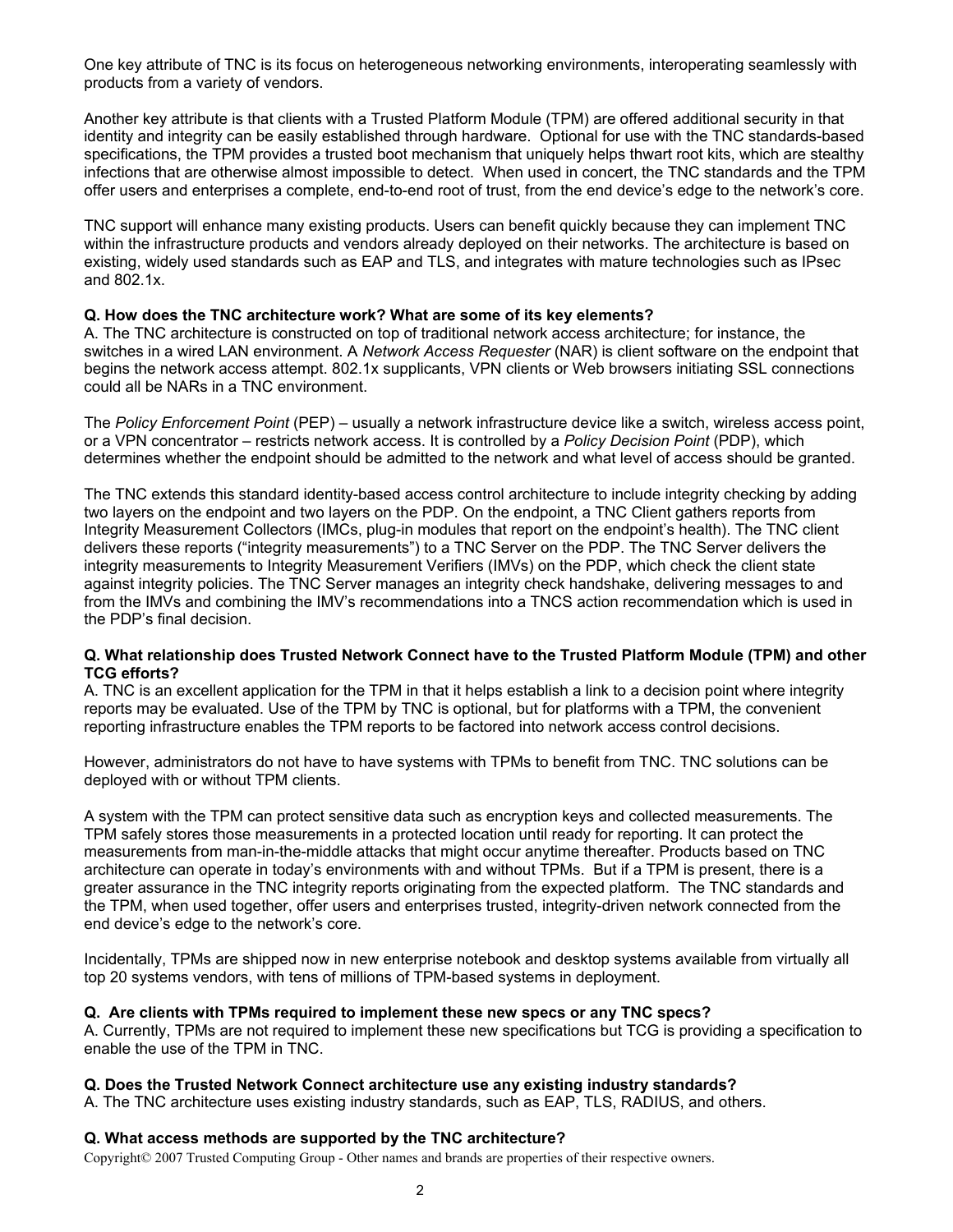One key attribute of TNC is its focus on heterogeneous networking environments, interoperating seamlessly with products from a variety of vendors.

Another key attribute is that clients with a Trusted Platform Module (TPM) are offered additional security in that identity and integrity can be easily established through hardware. Optional for use with the TNC standards-based specifications, the TPM provides a trusted boot mechanism that uniquely helps thwart root kits, which are stealthy infections that are otherwise almost impossible to detect. When used in concert, the TNC standards and the TPM offer users and enterprises a complete, end-to-end root of trust, from the end device's edge to the network's core.

TNC support will enhance many existing products. Users can benefit quickly because they can implement TNC within the infrastructure products and vendors already deployed on their networks. The architecture is based on existing, widely used standards such as EAP and TLS, and integrates with mature technologies such as IPsec and 802.1x.

**Q. How does the TNC architecture work? What are some of its key elements?**

A. The TNC architecture is constructed on top of traditional network access architecture; for instance, the switches in a wired LAN environment. A *Network Access Requester* (NAR) is client software on the endpoint that begins the network access attempt. 802.1x supplicants, VPN clients or Web browsers initiating SSL connections could all be NARs in a TNC environment.

The *Policy Enforcement Point* (PEP) – usually a network infrastructure device like a switch, wireless access point, or a VPN concentrator – restricts network access. It is controlled by a *Policy Decision Point* (PDP), which determines whether the endpoint should be admitted to the network and what level of access should be granted.

The TNC extends this standard identity-based access control architecture to include integrity checking by adding two layers on the endpoint and two layers on the PDP. On the endpoint, a TNC Client gathers reports from Integrity Measurement Collectors (IMCs, plug-in modules that report on the endpoint's health). The TNC client delivers these reports ("integrity measurements") to a TNC Server on the PDP. The TNC Server delivers the integrity measurements to Integrity Measurement Verifiers (IMVs) on the PDP, which check the client state against integrity policies. The TNC Server manages an integrity check handshake, delivering messages to and from the IMVs and combining the IMV's recommendations into a TNCS action recommendation which is used in the PDP's final decision.

**Q. What relationship does Trusted Network Connect have to the Trusted Platform Module (TPM) and other TCG efforts?**

A. TNC is an excellent application for the TPM in that it helps establish a link to a decision point where integrity reports may be evaluated. Use of the TPM by TNC is optional, but for platforms with a TPM, the convenient reporting infrastructure enables the TPM reports to be factored into network access control decisions.

However, administrators do not have to have systems with TPMs to benefit from TNC. TNC solutions can be deployed with or without TPM clients.

A system with the TPM can protect sensitive data such as encryption keys and collected measurements. The TPM safely stores those measurements in a protected location until ready for reporting. It can protect the measurements from man-in-the-middle attacks that might occur anytime thereafter. Products based on TNC architecture can operate in today's environments with and without TPMs. But if a TPM is present, there is a greater assurance in the TNC integrity reports originating from the expected platform. The TNC standards and the TPM, when used together, offer users and enterprises trusted, integrity-driven network connected from the end device's edge to the network's core.

Incidentally, TPMs are shipped now in new enterprise notebook and desktop systems available from virtually all top 20 systems vendors, with tens of millions of TPM-based systems in deployment.

**Q. Are clients with TPMs required to implement these new specs or any TNC specs?**

A. Currently, TPMs are not required to implement these new specifications but TCG is providing a specification to enable the use of the TPM in TNC.

**Q. Does the Trusted Network Connect architecture use any existing industry standards?**

A. The TNC architecture uses existing industry standards, such as EAP, TLS, RADIUS, and others.

**Q. What access methods are supported by the TNC architecture?**

Copyright© 2007 Trusted Computing Group - Other names and brands are properties of their respective owners.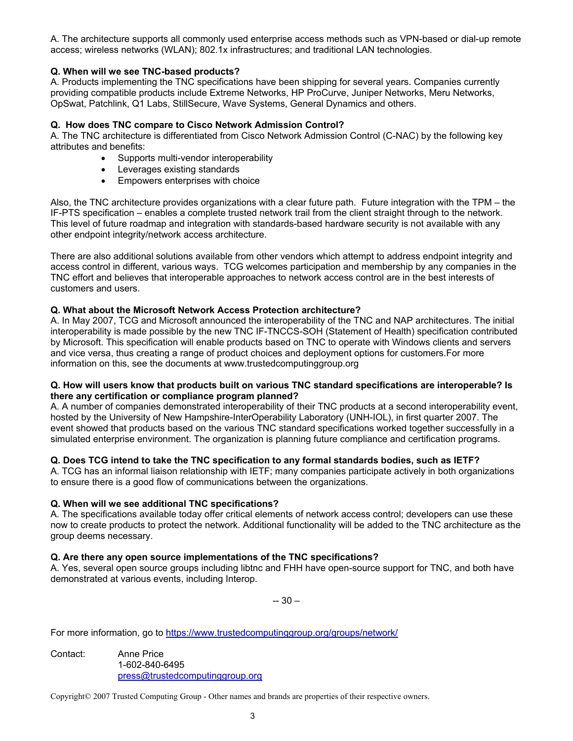A. The architecture supports all commonly used enterprise access methods such as VPN-based or dial-up remote access; wireless networks (WLAN); 802.1x infrastructures; and traditional LAN technologies.

**Q. When will we see TNC-based products?**
A. Products implementing the TNC specifications have been shipping for several years. Companies currently providing compatible products include Extreme Networks, HP ProCurve, Juniper Networks, Meru Networks, OpSwat, Patchlink, Q1 Labs, StillSecure, Wave Systems, General Dynamics and others.

**Q. How does TNC compare to Cisco Network Admission Control?**
A. The TNC architecture is differentiated from Cisco Network Admission Control (C-NAC) by the following key attributes and benefits:

- Supports multi-vendor interoperability
- Leverages existing standards
- Empowers enterprises with choice

Also, the TNC architecture provides organizations with a clear future path. Future integration with the TPM – the IF-PTS specification – enables a complete trusted network trail from the client straight through to the network. This level of future roadmap and integration with standards-based hardware security is not available with any other endpoint integrity/network access architecture.

There are also additional solutions available from other vendors which attempt to address endpoint integrity and access control in different, various ways. TCG welcomes participation and membership by any companies in the TNC effort and believes that interoperable approaches to network access control are in the best interests of customers and users.

**Q. What about the Microsoft Network Access Protection architecture?**
A. In May 2007, TCG and Microsoft announced the interoperability of the TNC and NAP architectures. The initial interoperability is made possible by the new TNC IF-TNCCS-SOH (Statement of Health) specification contributed by Microsoft. This specification will enable products based on TNC to operate with Windows clients and servers and vice versa, thus creating a range of product choices and deployment options for customers.For more information on this, see the documents at www.trustedcomputinggroup.org

**Q. How will users know that products built on various TNC standard specifications are interoperable? Is there any certification or compliance program planned?**
A. A number of companies demonstrated interoperability of their TNC products at a second interoperability event, hosted by the University of New Hampshire-InterOperability Laboratory (UNH-IOL), in first quarter 2007. The event showed that products based on the various TNC standard specifications worked together successfully in a simulated enterprise environment. The organization is planning future compliance and certification programs.

**Q. Does TCG intend to take the TNC specification to any formal standards bodies, such as IETF?**
A. TCG has an informal liaison relationship with IETF; many companies participate actively in both organizations to ensure there is a good flow of communications between the organizations.

**Q. When will we see additional TNC specifications?**
A. The specifications available today offer critical elements of network access control; developers can use these now to create products to protect the network. Additional functionality will be added to the TNC architecture as the group deems necessary.

**Q. Are there any open source implementations of the TNC specifications?**
A. Yes, several open source groups including libtnc and FHH have open-source support for TNC, and both have demonstrated at various events, including Interop.

-- 30 –

For more information, go to [https://www.trustedcomputinggroup.org/groups/network/](https://www.trustedcomputinggroup.org/groups/network/)

Contact: Anne Price
1-602-840-6495
[press@trustedcomputinggroup.org](mailto:press@trustedcomputinggroup.org)

Copyright© 2007 Trusted Computing Group - Other names and brands are properties of their respective owners.